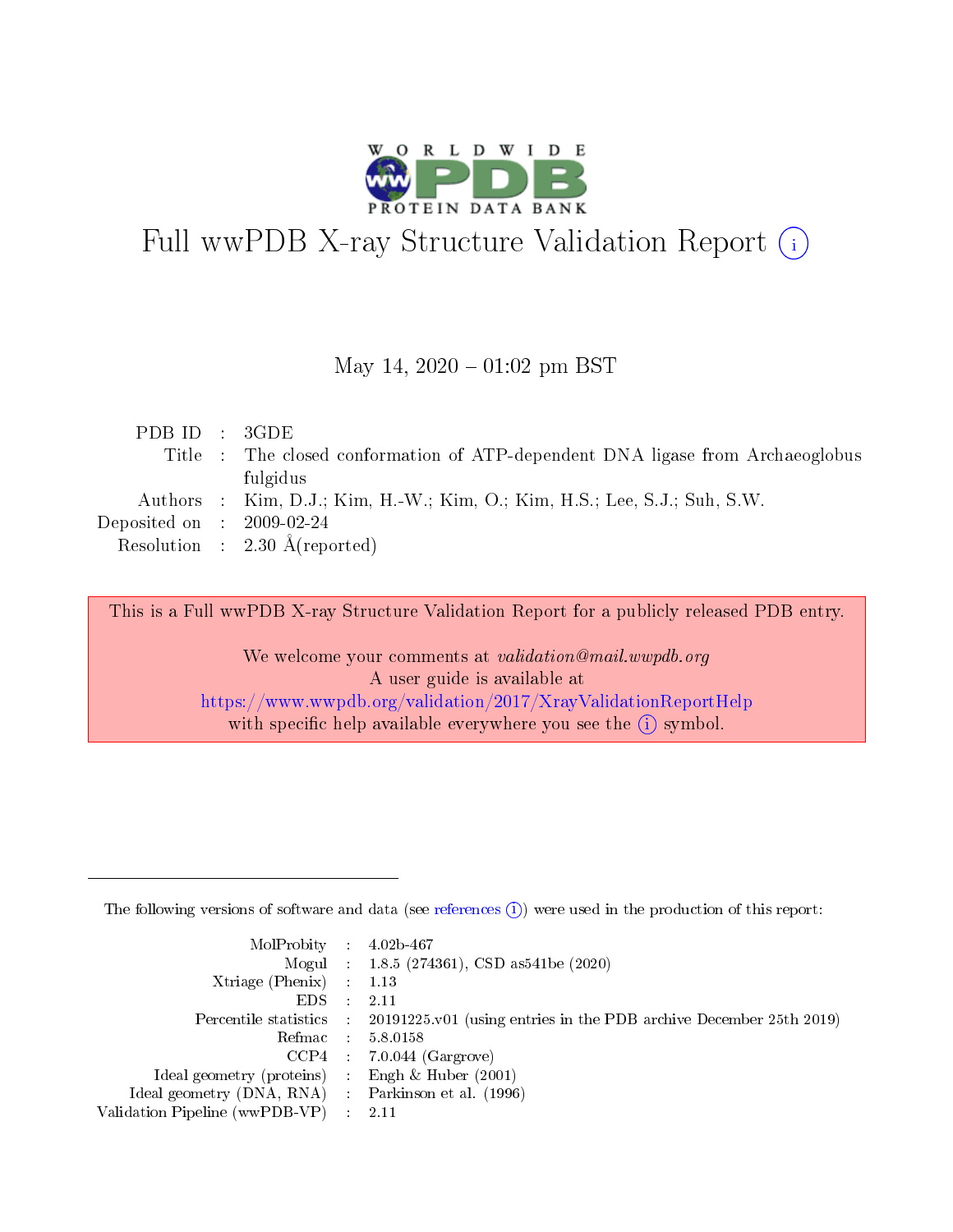# Full wwPDB X-ray Structure Validation Report

May 14, 2020 – 01:02 pm BST

| | | |
|---|---|---|
| PDB ID | : | 3GDE |
| Title | : | The closed conformation of ATP-dependent DNA ligase from Archaeoglobus fulgidus |
| Authors | : | Kim, D.J.; Kim, H.-W.; Kim, O.; Kim, H.S.; Lee, S.J.; Suh, S.W. |
| Deposited on | : | 2009-02-24 |
| Resolution | : | 2.30 Å(reported) |

This is a Full wwPDB X-ray Structure Validation Report for a publicly released PDB entry.

We welcome your comments at *validation@mail.wwpdb.org*
A user guide is available at
https://www.wwpdb.org/validation/2017/XrayValidationReportHelp
with specific help available everywhere you see the (i) symbol.

---

The following versions of software and data (see references (i)) were used in the production of this report:

| | | |
|---|---|---|
| MolProbity | : | 4.02b-467 |
| Mogul | : | 1.8.5 (274361), CSD as541be (2020) |
| Xtriage (Phenix) | : | 1.13 |
| EDS | : | 2.11 |
| Percentile statistics | : | 20191225.v01 (using entries in the PDB archive December 25th 2019) |
| Refmac | : | 5.8.0158 |
| CCP4 | : | 7.0.044 (Gargrove) |
| Ideal geometry (proteins) | : | Engh & Huber (2001) |
| Ideal geometry (DNA, RNA) | : | Parkinson et al. (1996) |
| Validation Pipeline (wwPDB-VP) | : | 2.11 |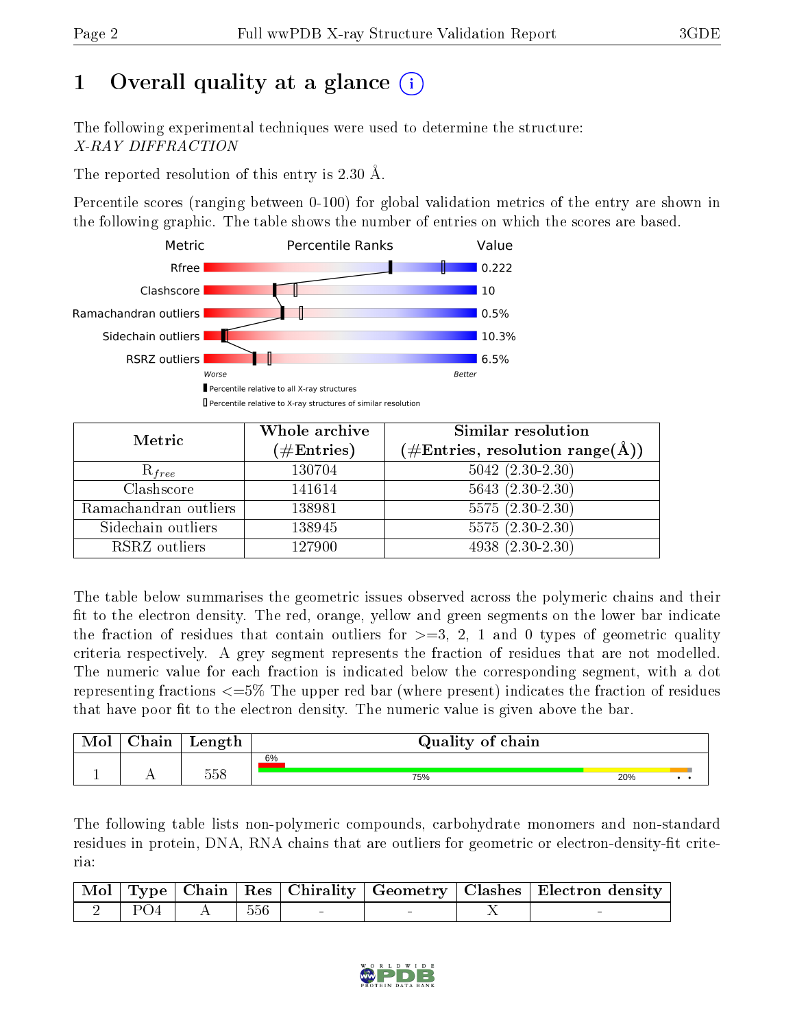# 1 Overall quality at a glance

The following experimental techniques were used to determine the structure: *X-RAY DIFFRACTION*

The reported resolution of this entry is 2.30 Å.

Percentile scores (ranging between 0-100) for global validation metrics of the entry are shown in the following graphic. The table shows the number of entries on which the scores are based.

| Metric | Value |
|---|---|
| Rfree | 0.222 |
| Clashscore | 10 |
| Ramachandran outliers | 0.5% |
| Sidechain outliers | 10.3% |
| RSRZ outliers | 6.5% |

Worse — Better

Percentile relative to all X-ray structures

Percentile relative to X-ray structures of similar resolution

| Metric | Whole archive (#Entries) | Similar resolution (#Entries, resolution range(Å)) |
|---|---|---|
| $R_{free}$ | 130704 | 5042 (2.30-2.30) |
| Clashscore | 141614 | 5643 (2.30-2.30) |
| Ramachandran outliers | 138981 | 5575 (2.30-2.30) |
| Sidechain outliers | 138945 | 5575 (2.30-2.30) |
| RSRZ outliers | 127900 | 4938 (2.30-2.30) |

The table below summarises the geometric issues observed across the polymeric chains and their fit to the electron density. The red, orange, yellow and green segments on the lower bar indicate the fraction of residues that contain outliers for >=3, 2, 1 and 0 types of geometric quality criteria respectively. A grey segment represents the fraction of residues that are not modelled. The numeric value for each fraction is indicated below the corresponding segment, with a dot representing fractions <=5% The upper red bar (where present) indicates the fraction of residues that have poor fit to the electron density. The numeric value is given above the bar.

| Mol | Chain | Length | Quality of chain |
|---|---|---|---|
| 1 | A | 558 | 6%; 75%, 20%, •, • |

The following table lists non-polymeric compounds, carbohydrate monomers and non-standard residues in protein, DNA, RNA chains that are outliers for geometric or electron-density-fit criteria:

| Mol | Type | Chain | Res | Chirality | Geometry | Clashes | Electron density |
|---|---|---|---|---|---|---|---|
| 2 | PO4 | A | 556 | - | - | X | - |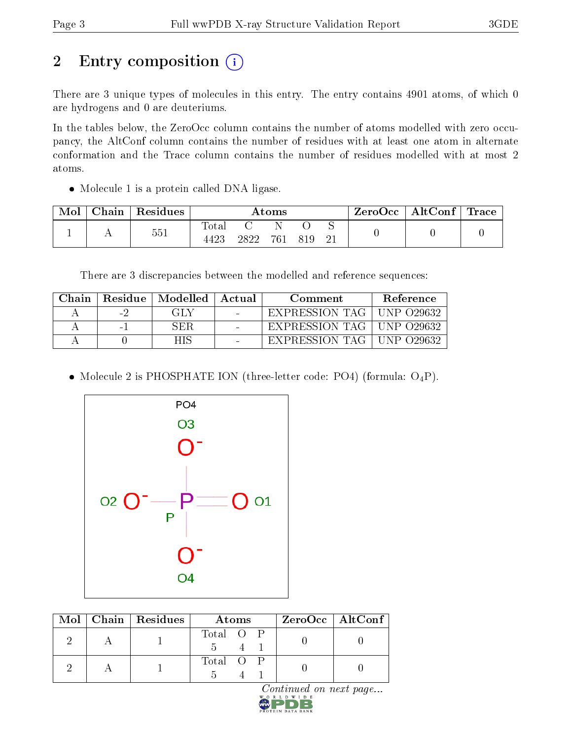# 2 Entry composition

There are 3 unique types of molecules in this entry. The entry contains 4901 atoms, of which 0 are hydrogens and 0 are deuteriums.

In the tables below, the ZeroOcc column contains the number of atoms modelled with zero occupancy, the AltConf column contains the number of residues with at least one atom in alternate conformation and the Trace column contains the number of residues modelled with at most 2 atoms.

- Molecule 1 is a protein called DNA ligase.

| Mol | Chain | Residues | Atoms | | | | | ZeroOcc | AltConf | Trace |
|---|---|---|---|---|---|---|---|---|---|---|
| | | | Total | C | N | O | S | | | |
| 1 | A | 551 | 4423 | 2822 | 761 | 819 | 21 | 0 | 0 | 0 |

There are 3 discrepancies between the modelled and reference sequences:

| Chain | Residue | Modelled | Actual | Comment | Reference |
|---|---|---|---|---|---|
| A | -2 | GLY | - | EXPRESSION TAG | UNP O29632 |
| A | -1 | SER | - | EXPRESSION TAG | UNP O29632 |
| A | 0 | HIS | - | EXPRESSION TAG | UNP O29632 |

- Molecule 2 is PHOSPHATE ION (three-letter code: PO4) (formula: $O_4P$).

| Mol | Chain | Residues | Atoms | | | ZeroOcc | AltConf |
|---|---|---|---|---|---|---|---|
| | | | Total | O | P | | |
| 2 | A | 1 | 5 | 4 | 1 | 0 | 0 |
| 2 | A | 1 | 5 | 4 | 1 | 0 | 0 |

*Continued on next page...*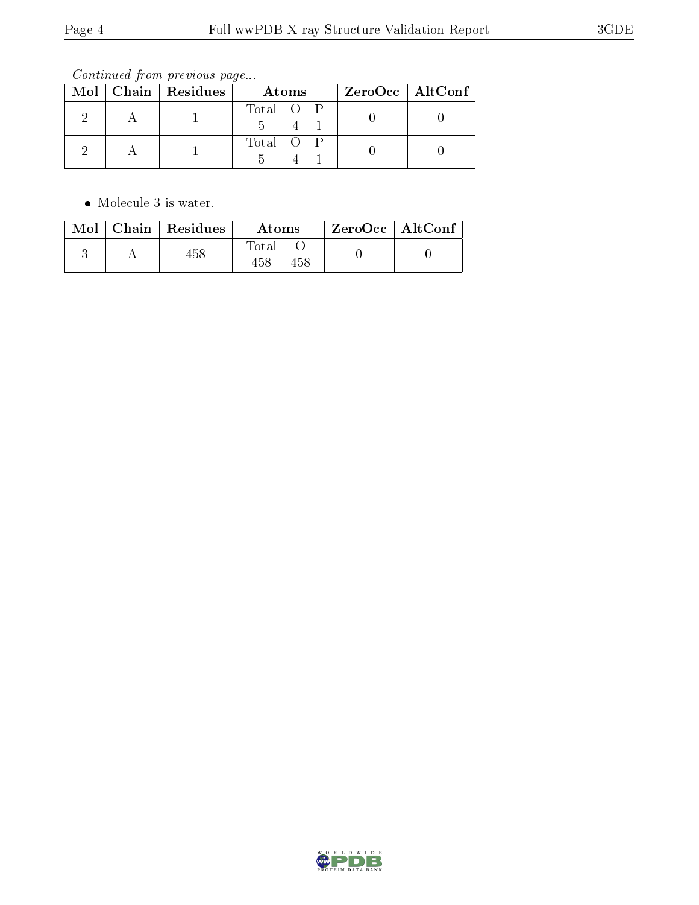*Continued from previous page...*

| Mol | Chain | Residues | Atoms | ZeroOcc | AltConf |
|---|---|---|---|---|---|
| 2 | A | 1 | Total O P<br>5 4 1 | 0 | 0 |
| 2 | A | 1 | Total O P<br>5 4 1 | 0 | 0 |

- Molecule 3 is water.

| Mol | Chain | Residues | Atoms | ZeroOcc | AltConf |
|---|---|---|---|---|---|
| 3 | A | 458 | Total O<br>458 458 | 0 | 0 |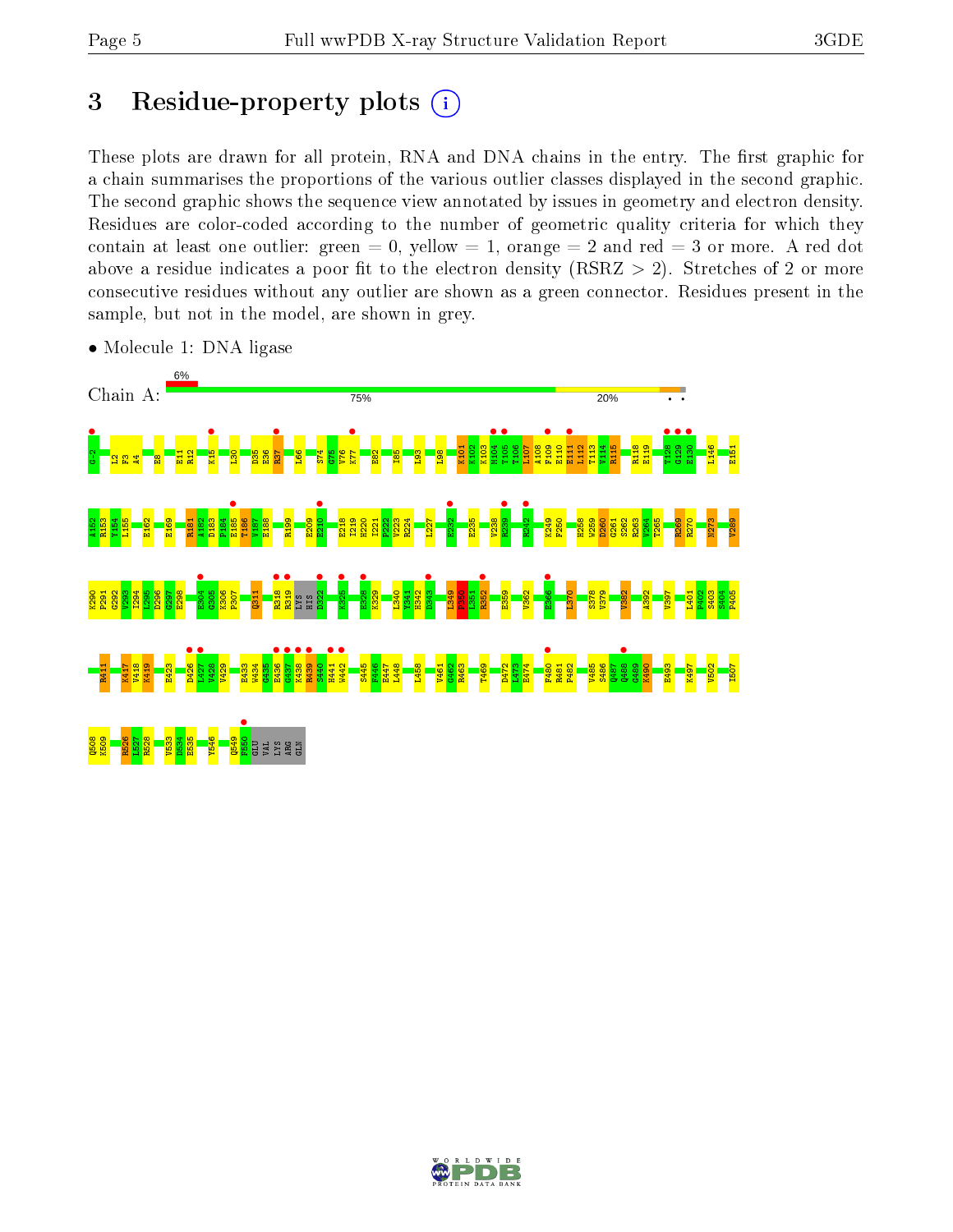# 3 Residue-property plots

These plots are drawn for all protein, RNA and DNA chains in the entry. The first graphic for a chain summarises the proportions of the various outlier classes displayed in the second graphic. The second graphic shows the sequence view annotated by issues in geometry and electron density. Residues are color-coded according to the number of geometric quality criteria for which they contain at least one outlier: green = 0, yellow = 1, orange = 2 and red = 3 or more. A red dot above a residue indicates a poor fit to the electron density (RSRZ > 2). Stretches of 2 or more consecutive residues without any outlier are shown as a green connector. Residues present in the sample, but not in the model, are shown in grey.

- Molecule 1: DNA ligase

Chain A: 6% | 75% | 20% | • •

G-2 L2 F3 A4 E8 E11 R12 K15 L30 D35 E36 R37 L66 S74 G75 V76 K77 E82 I85 L93 L98 K101 K102 K103 M104 T105 T106 L107 A108 F109 E110 E111 L112 T113 V114 R115 R118 E119 T128 G129 E130 L146 E151

A152 K153 V154 L155 E162 E169 R181 A182 D183 F184 E185 T186 V187 E188 R199 E209 E210 E218 I219 H220 I221 F222 V223 R224 L227 E232 E235 V238 R239 K242 K249 F250 H258 W259 D260 G261 S262 R263 V264 T265 R269 R270 N273 V289

K290 P291 G292 V293 I294 I295 D296 G297 E298 E304 G305 K306 P307 Q311 R318 R319 LYS HIS D322 K325 E328 K329 L340 Y341 H342 D343 L349 F350 L351 R352 E359 V362 E366 L370 S378 V379 V382 A392 V397 I401 F402 S403 S404 F405

R411 K417 V418 K419 E423 D426 L427 V428 V429 E433 W434 G435 E436 G437 K438 R439 S440 H441 W442 S445 F446 E447 L448 L458 V461 G462 R463 T469 D472 L473 E474 F480 R481 P482 V485 S486 Q487 Q488 G489 K490 E493 K497 V502 I507

Q508 K509 R526 L527 R528 V533 D534 E535 Y546 Q549 F550 GLU VAL LYS ARG GLN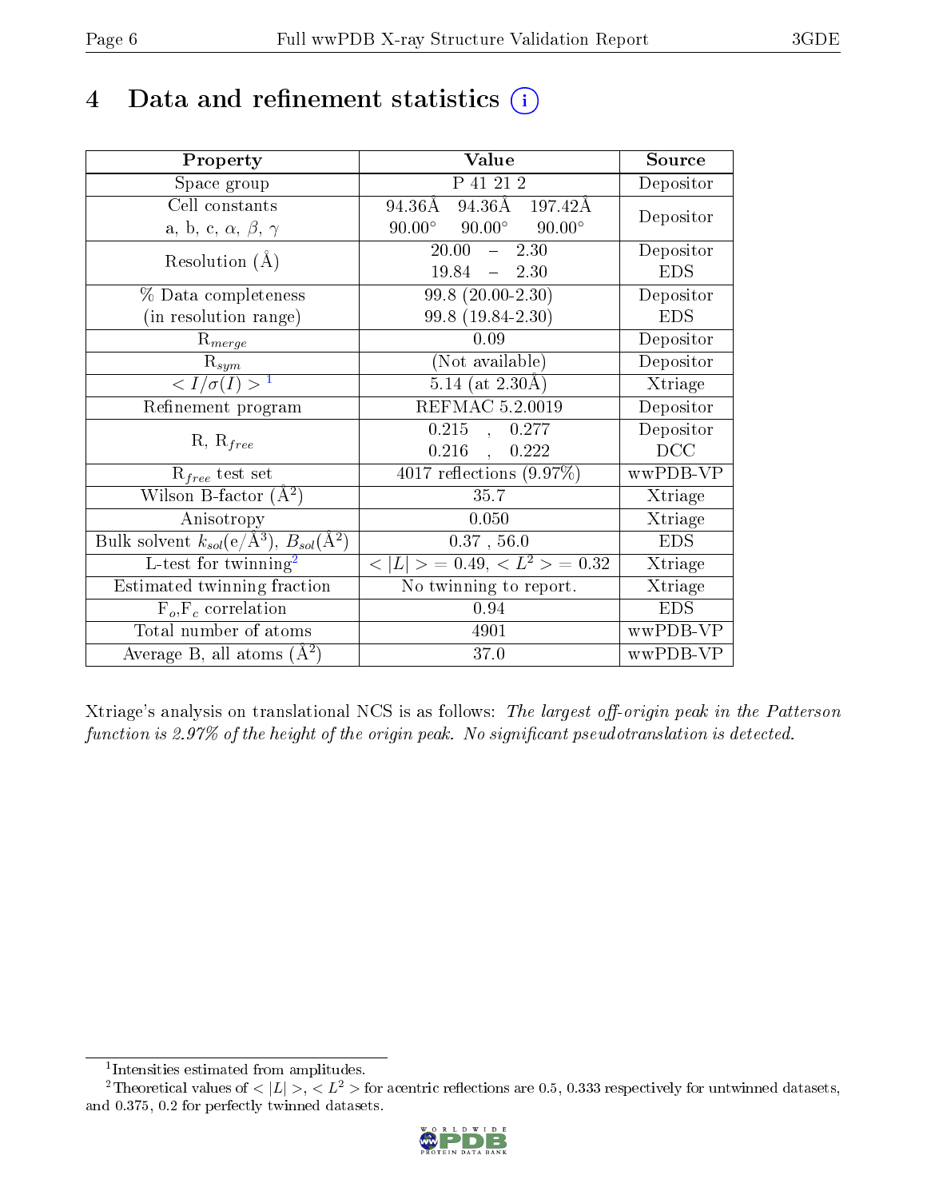# 4 Data and refinement statistics (i)

| Property | Value | Source |
|---|---|---|
| Space group | P 41 21 2 | Depositor |
| Cell constants<br>a, b, c, $\alpha$, $\beta$, $\gamma$ | 94.36Å 94.36Å 197.42Å<br>90.00° 90.00° 90.00° | Depositor |
| Resolution (Å) | 20.00 – 2.30<br>19.84 – 2.30 | Depositor<br>EDS |
| % Data completeness<br>(in resolution range) | 99.8 (20.00-2.30)<br>99.8 (19.84-2.30) | Depositor<br>EDS |
| $R_{merge}$ | 0.09 | Depositor |
| $R_{sym}$ | (Not available) | Depositor |
| $< I/\sigma(I) >$ [1] | 5.14 (at 2.30Å) | Xtriage |
| Refinement program | REFMAC 5.2.0019 | Depositor |
| R, $R_{free}$ | 0.215 , 0.277<br>0.216 , 0.222 | Depositor<br>DCC |
| $R_{free}$ test set | 4017 reflections (9.97%) | wwPDB-VP |
| Wilson B-factor (Å$^2$) | 35.7 | Xtriage |
| Anisotropy | 0.050 | Xtriage |
| Bulk solvent $k_{sol}$(e/Å$^3$), $B_{sol}$(Å$^2$) | 0.37 , 56.0 | EDS |
| L-test for twinning[2] | $< \|L\| >$ = 0.49, $< L^2 >$ = 0.32 | Xtriage |
| Estimated twinning fraction | No twinning to report. | Xtriage |
| $F_o$,$F_c$ correlation | 0.94 | EDS |
| Total number of atoms | 4901 | wwPDB-VP |
| Average B, all atoms (Å$^2$) | 37.0 | wwPDB-VP |

Xtriage's analysis on translational NCS is as follows: *The largest off-origin peak in the Patterson function is 2.97% of the height of the origin peak. No significant pseudotranslation is detected.*

[1] Intensities estimated from amplitudes.

[2] Theoretical values of $< |L| >$, $< L^2 >$ for acentric reflections are 0.5, 0.333 respectively for untwinned datasets, and 0.375, 0.2 for perfectly twinned datasets.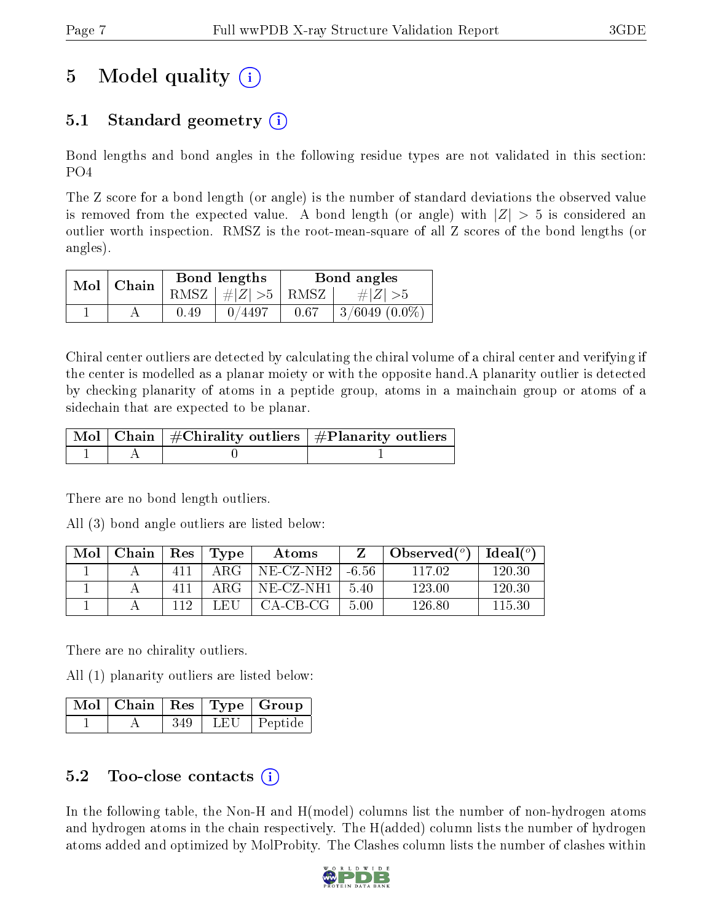# 5 Model quality (i)

## 5.1 Standard geometry (i)

Bond lengths and bond angles in the following residue types are not validated in this section: PO4

The Z score for a bond length (or angle) is the number of standard deviations the observed value is removed from the expected value. A bond length (or angle) with $|Z| > 5$ is considered an outlier worth inspection. RMSZ is the root-mean-square of all Z scores of the bond lengths (or angles).

| Mol | Chain | Bond lengths | | Bond angles | |
|---|---|---|---|---|---|
| | | RMSZ | $\#\|Z\| > 5$ | RMSZ | $\#\|Z\| > 5$ |
| 1 | A | 0.49 | 0/4497 | 0.67 | 3/6049 (0.0%) |

Chiral center outliers are detected by calculating the chiral volume of a chiral center and verifying if the center is modelled as a planar moiety or with the opposite hand.A planarity outlier is detected by checking planarity of atoms in a peptide group, atoms in a mainchain group or atoms of a sidechain that are expected to be planar.

| Mol | Chain | #Chirality outliers | #Planarity outliers |
|---|---|---|---|
| 1 | A | 0 | 1 |

There are no bond length outliers.

All (3) bond angle outliers are listed below:

| Mol | Chain | Res | Type | Atoms | Z | Observed($^o$) | Ideal($^o$) |
|---|---|---|---|---|---|---|---|
| 1 | A | 411 | ARG | NE-CZ-NH2 | -6.56 | 117.02 | 120.30 |
| 1 | A | 411 | ARG | NE-CZ-NH1 | 5.40 | 123.00 | 120.30 |
| 1 | A | 112 | LEU | CA-CB-CG | 5.00 | 126.80 | 115.30 |

There are no chirality outliers.

All (1) planarity outliers are listed below:

| Mol | Chain | Res | Type | Group |
|---|---|---|---|---|
| 1 | A | 349 | LEU | Peptide |

## 5.2 Too-close contacts (i)

In the following table, the Non-H and H(model) columns list the number of non-hydrogen atoms and hydrogen atoms in the chain respectively. The H(added) column lists the number of hydrogen atoms added and optimized by MolProbity. The Clashes column lists the number of clashes within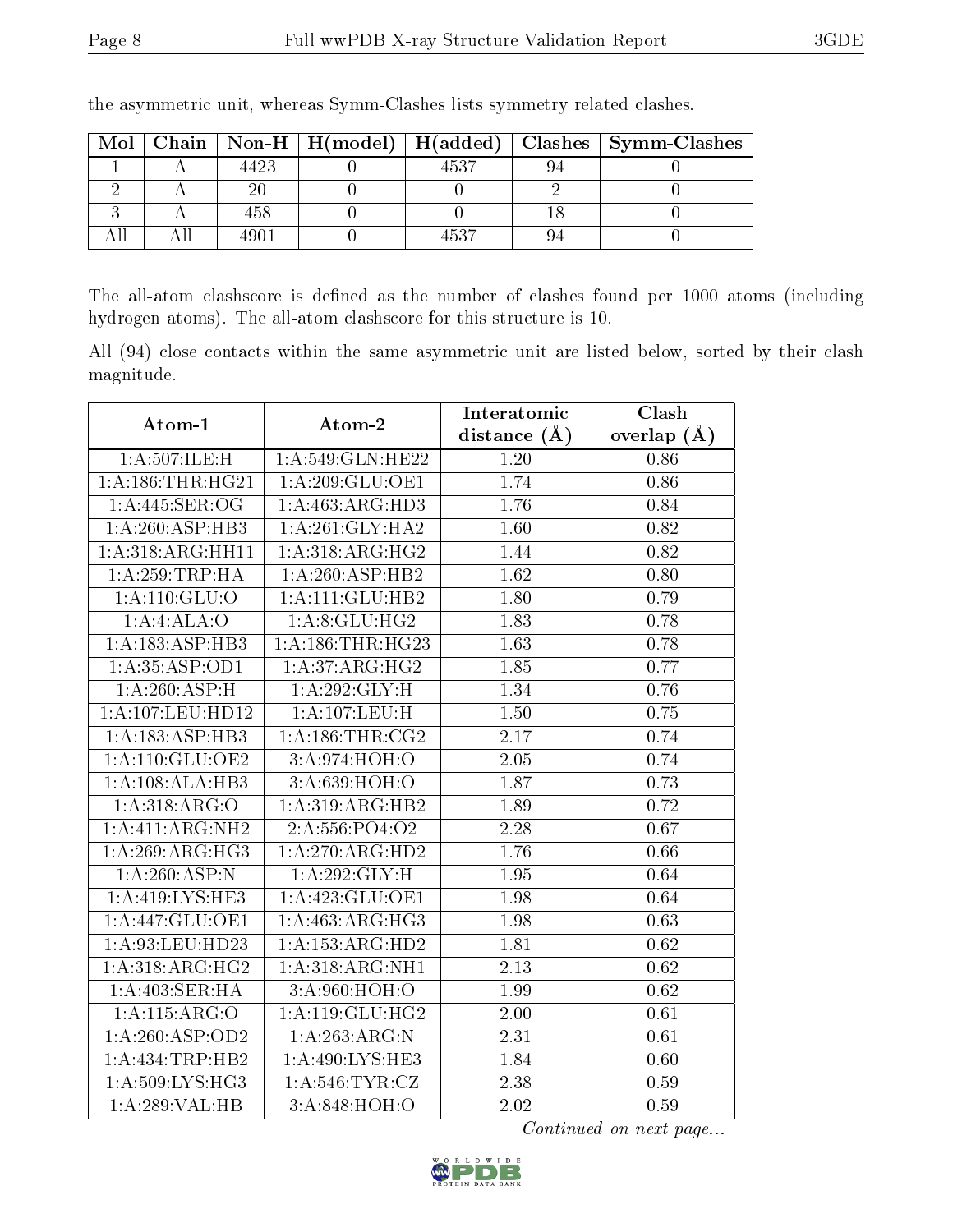the asymmetric unit, whereas Symm-Clashes lists symmetry related clashes.

| Mol | Chain | Non-H | H(model) | H(added) | Clashes | Symm-Clashes |
|---|---|---|---|---|---|---|
| 1 | A | 4423 | 0 | 4537 | 94 | 0 |
| 2 | A | 20 | 0 | 0 | 2 | 0 |
| 3 | A | 458 | 0 | 0 | 18 | 0 |
| All | All | 4901 | 0 | 4537 | 94 | 0 |

The all-atom clashscore is defined as the number of clashes found per 1000 atoms (including hydrogen atoms). The all-atom clashscore for this structure is 10.

All (94) close contacts within the same asymmetric unit are listed below, sorted by their clash magnitude.

| Atom-1 | Atom-2 | Interatomic distance (Å) | Clash overlap (Å) |
|---|---|---|---|
| 1:A:507:ILE:H | 1:A:549:GLN:HE22 | 1.20 | 0.86 |
| 1:A:186:THR:HG21 | 1:A:209:GLU:OE1 | 1.74 | 0.86 |
| 1:A:445:SER:OG | 1:A:463:ARG:HD3 | 1.76 | 0.84 |
| 1:A:260:ASP:HB3 | 1:A:261:GLY:HA2 | 1.60 | 0.82 |
| 1:A:318:ARG:HH11 | 1:A:318:ARG:HG2 | 1.44 | 0.82 |
| 1:A:259:TRP:HA | 1:A:260:ASP:HB2 | 1.62 | 0.80 |
| 1:A:110:GLU:O | 1:A:111:GLU:HB2 | 1.80 | 0.79 |
| 1:A:4:ALA:O | 1:A:8:GLU:HG2 | 1.83 | 0.78 |
| 1:A:183:ASP:HB3 | 1:A:186:THR:HG23 | 1.63 | 0.78 |
| 1:A:35:ASP:OD1 | 1:A:37:ARG:HG2 | 1.85 | 0.77 |
| 1:A:260:ASP:H | 1:A:292:GLY:H | 1.34 | 0.76 |
| 1:A:107:LEU:HD12 | 1:A:107:LEU:H | 1.50 | 0.75 |
| 1:A:183:ASP:HB3 | 1:A:186:THR:CG2 | 2.17 | 0.74 |
| 1:A:110:GLU:OE2 | 3:A:974:HOH:O | 2.05 | 0.74 |
| 1:A:108:ALA:HB3 | 3:A:639:HOH:O | 1.87 | 0.73 |
| 1:A:318:ARG:O | 1:A:319:ARG:HB2 | 1.89 | 0.72 |
| 1:A:411:ARG:NH2 | 2:A:556:PO4:O2 | 2.28 | 0.67 |
| 1:A:269:ARG:HG3 | 1:A:270:ARG:HD2 | 1.76 | 0.66 |
| 1:A:260:ASP:N | 1:A:292:GLY:H | 1.95 | 0.64 |
| 1:A:419:LYS:HE3 | 1:A:423:GLU:OE1 | 1.98 | 0.64 |
| 1:A:447:GLU:OE1 | 1:A:463:ARG:HG3 | 1.98 | 0.63 |
| 1:A:93:LEU:HD23 | 1:A:153:ARG:HD2 | 1.81 | 0.62 |
| 1:A:318:ARG:HG2 | 1:A:318:ARG:NH1 | 2.13 | 0.62 |
| 1:A:403:SER:HA | 3:A:960:HOH:O | 1.99 | 0.62 |
| 1:A:115:ARG:O | 1:A:119:GLU:HG2 | 2.00 | 0.61 |
| 1:A:260:ASP:OD2 | 1:A:263:ARG:N | 2.31 | 0.61 |
| 1:A:434:TRP:HB2 | 1:A:490:LYS:HE3 | 1.84 | 0.60 |
| 1:A:509:LYS:HG3 | 1:A:546:TYR:CZ | 2.38 | 0.59 |
| 1:A:289:VAL:HB | 3:A:848:HOH:O | 2.02 | 0.59 |

*Continued on next page...*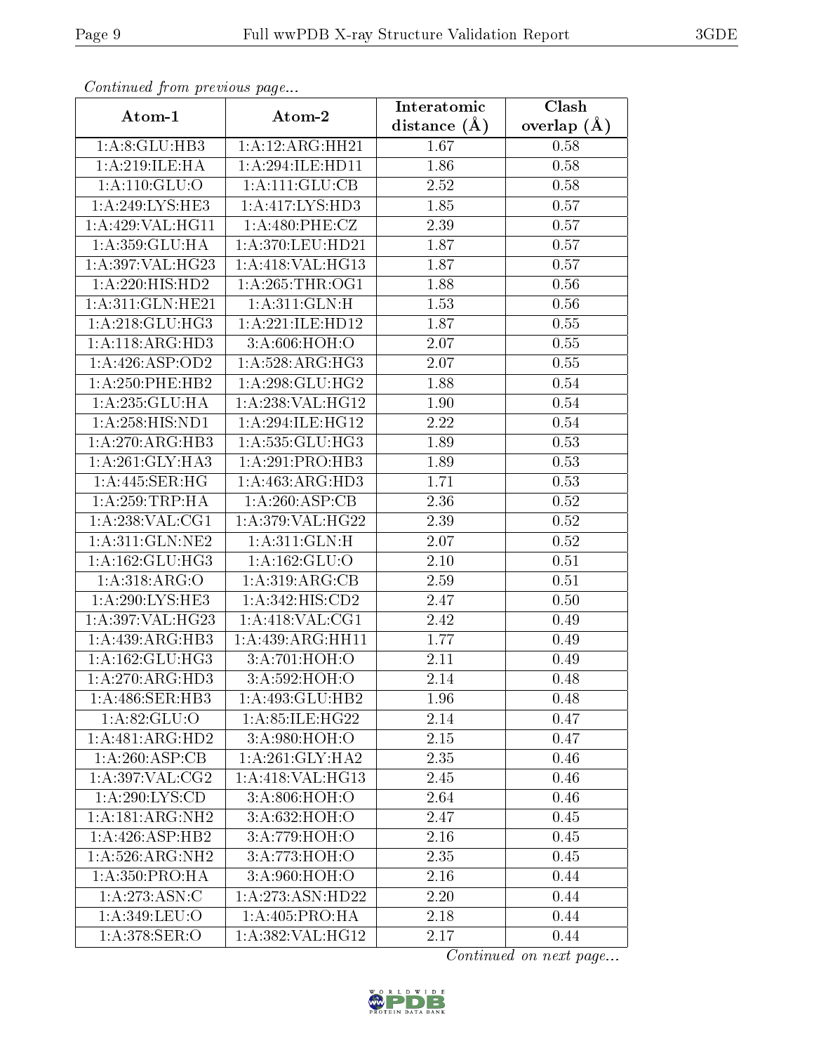*Continued from previous page...*

| Atom-1 | Atom-2 | Interatomic distance (Å) | Clash overlap (Å) |
| --- | --- | --- | --- |
| 1:A:8:GLU:HB3 | 1:A:12:ARG:HH21 | 1.67 | 0.58 |
| 1:A:219:ILE:HA | 1:A:294:ILE:HD11 | 1.86 | 0.58 |
| 1:A:110:GLU:O | 1:A:111:GLU:CB | 2.52 | 0.58 |
| 1:A:249:LYS:HE3 | 1:A:417:LYS:HD3 | 1.85 | 0.57 |
| 1:A:429:VAL:HG11 | 1:A:480:PHE:CZ | 2.39 | 0.57 |
| 1:A:359:GLU:HA | 1:A:370:LEU:HD21 | 1.87 | 0.57 |
| 1:A:397:VAL:HG23 | 1:A:418:VAL:HG13 | 1.87 | 0.57 |
| 1:A:220:HIS:HD2 | 1:A:265:THR:OG1 | 1.88 | 0.56 |
| 1:A:311:GLN:HE21 | 1:A:311:GLN:H | 1.53 | 0.56 |
| 1:A:218:GLU:HG3 | 1:A:221:ILE:HD12 | 1.87 | 0.55 |
| 1:A:118:ARG:HD3 | 3:A:606:HOH:O | 2.07 | 0.55 |
| 1:A:426:ASP:OD2 | 1:A:528:ARG:HG3 | 2.07 | 0.55 |
| 1:A:250:PHE:HB2 | 1:A:298:GLU:HG2 | 1.88 | 0.54 |
| 1:A:235:GLU:HA | 1:A:238:VAL:HG12 | 1.90 | 0.54 |
| 1:A:258:HIS:ND1 | 1:A:294:ILE:HG12 | 2.22 | 0.54 |
| 1:A:270:ARG:HB3 | 1:A:535:GLU:HG3 | 1.89 | 0.53 |
| 1:A:261:GLY:HA3 | 1:A:291:PRO:HB3 | 1.89 | 0.53 |
| 1:A:445:SER:HG | 1:A:463:ARG:HD3 | 1.71 | 0.53 |
| 1:A:259:TRP:HA | 1:A:260:ASP:CB | 2.36 | 0.52 |
| 1:A:238:VAL:CG1 | 1:A:379:VAL:HG22 | 2.39 | 0.52 |
| 1:A:311:GLN:NE2 | 1:A:311:GLN:H | 2.07 | 0.52 |
| 1:A:162:GLU:HG3 | 1:A:162:GLU:O | 2.10 | 0.51 |
| 1:A:318:ARG:O | 1:A:319:ARG:CB | 2.59 | 0.51 |
| 1:A:290:LYS:HE3 | 1:A:342:HIS:CD2 | 2.47 | 0.50 |
| 1:A:397:VAL:HG23 | 1:A:418:VAL:CG1 | 2.42 | 0.49 |
| 1:A:439:ARG:HB3 | 1:A:439:ARG:HH11 | 1.77 | 0.49 |
| 1:A:162:GLU:HG3 | 3:A:701:HOH:O | 2.11 | 0.49 |
| 1:A:270:ARG:HD3 | 3:A:592:HOH:O | 2.14 | 0.48 |
| 1:A:486:SER:HB3 | 1:A:493:GLU:HB2 | 1.96 | 0.48 |
| 1:A:82:GLU:O | 1:A:85:ILE:HG22 | 2.14 | 0.47 |
| 1:A:481:ARG:HD2 | 3:A:980:HOH:O | 2.15 | 0.47 |
| 1:A:260:ASP:CB | 1:A:261:GLY:HA2 | 2.35 | 0.46 |
| 1:A:397:VAL:CG2 | 1:A:418:VAL:HG13 | 2.45 | 0.46 |
| 1:A:290:LYS:CD | 3:A:806:HOH:O | 2.64 | 0.46 |
| 1:A:181:ARG:NH2 | 3:A:632:HOH:O | 2.47 | 0.45 |
| 1:A:426:ASP:HB2 | 3:A:779:HOH:O | 2.16 | 0.45 |
| 1:A:526:ARG:NH2 | 3:A:773:HOH:O | 2.35 | 0.45 |
| 1:A:350:PRO:HA | 3:A:960:HOH:O | 2.16 | 0.44 |
| 1:A:273:ASN:C | 1:A:273:ASN:HD22 | 2.20 | 0.44 |
| 1:A:349:LEU:O | 1:A:405:PRO:HA | 2.18 | 0.44 |
| 1:A:378:SER:O | 1:A:382:VAL:HG12 | 2.17 | 0.44 |

*Continued on next page...*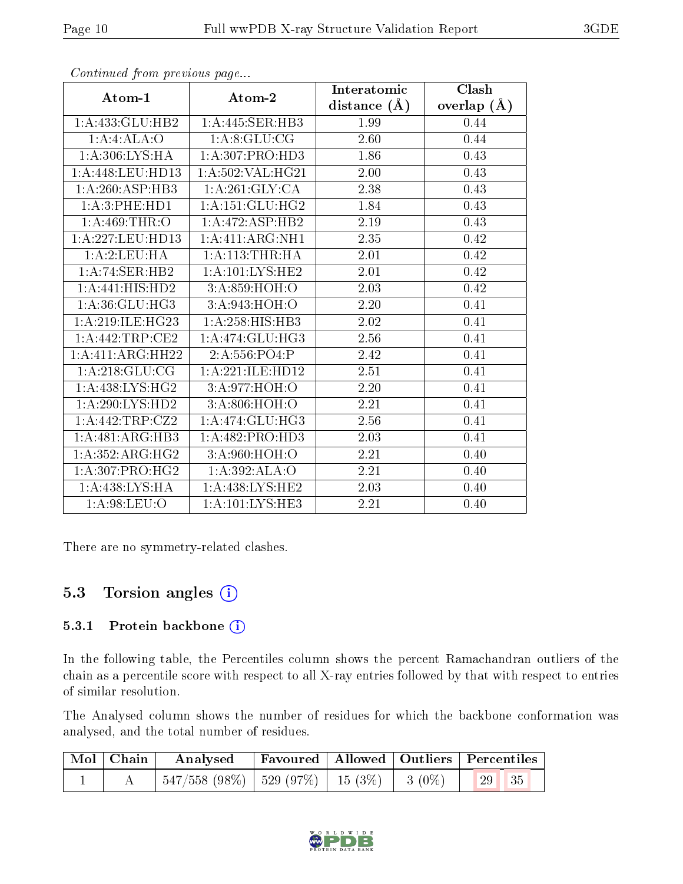*Continued from previous page...*

| Atom-1 | Atom-2 | Interatomic distance (Å) | Clash overlap (Å) |
|---|---|---|---|
| 1:A:433:GLU:HB2 | 1:A:445:SER:HB3 | 1.99 | 0.44 |
| 1:A:4:ALA:O | 1:A:8:GLU:CG | 2.60 | 0.44 |
| 1:A:306:LYS:HA | 1:A:307:PRO:HD3 | 1.86 | 0.43 |
| 1:A:448:LEU:HD13 | 1:A:502:VAL:HG21 | 2.00 | 0.43 |
| 1:A:260:ASP:HB3 | 1:A:261:GLY:CA | 2.38 | 0.43 |
| 1:A:3:PHE:HD1 | 1:A:151:GLU:HG2 | 1.84 | 0.43 |
| 1:A:469:THR:O | 1:A:472:ASP:HB2 | 2.19 | 0.43 |
| 1:A:227:LEU:HD13 | 1:A:411:ARG:NH1 | 2.35 | 0.42 |
| 1:A:2:LEU:HA | 1:A:113:THR:HA | 2.01 | 0.42 |
| 1:A:74:SER:HB2 | 1:A:101:LYS:HE2 | 2.01 | 0.42 |
| 1:A:441:HIS:HD2 | 3:A:859:HOH:O | 2.03 | 0.42 |
| 1:A:36:GLU:HG3 | 3:A:943:HOH:O | 2.20 | 0.41 |
| 1:A:219:ILE:HG23 | 1:A:258:HIS:HB3 | 2.02 | 0.41 |
| 1:A:442:TRP:CE2 | 1:A:474:GLU:HG3 | 2.56 | 0.41 |
| 1:A:411:ARG:HH22 | 2:A:556:PO4:P | 2.42 | 0.41 |
| 1:A:218:GLU:CG | 1:A:221:ILE:HD12 | 2.51 | 0.41 |
| 1:A:438:LYS:HG2 | 3:A:977:HOH:O | 2.20 | 0.41 |
| 1:A:290:LYS:HD2 | 3:A:806:HOH:O | 2.21 | 0.41 |
| 1:A:442:TRP:CZ2 | 1:A:474:GLU:HG3 | 2.56 | 0.41 |
| 1:A:481:ARG:HB3 | 1:A:482:PRO:HD3 | 2.03 | 0.41 |
| 1:A:352:ARG:HG2 | 3:A:960:HOH:O | 2.21 | 0.40 |
| 1:A:307:PRO:HG2 | 1:A:392:ALA:O | 2.21 | 0.40 |
| 1:A:438:LYS:HA | 1:A:438:LYS:HE2 | 2.03 | 0.40 |
| 1:A:98:LEU:O | 1:A:101:LYS:HE3 | 2.21 | 0.40 |

There are no symmetry-related clashes.

## 5.3 Torsion angles

### 5.3.1 Protein backbone

In the following table, the Percentiles column shows the percent Ramachandran outliers of the chain as a percentile score with respect to all X-ray entries followed by that with respect to entries of similar resolution.

The Analysed column shows the number of residues for which the backbone conformation was analysed, and the total number of residues.

| Mol | Chain | Analysed | Favoured | Allowed | Outliers | Percentiles | |
|---|---|---|---|---|---|---|---|
| 1 | A | 547/558 (98%) | 529 (97%) | 15 (3%) | 3 (0%) | 29 | 35 |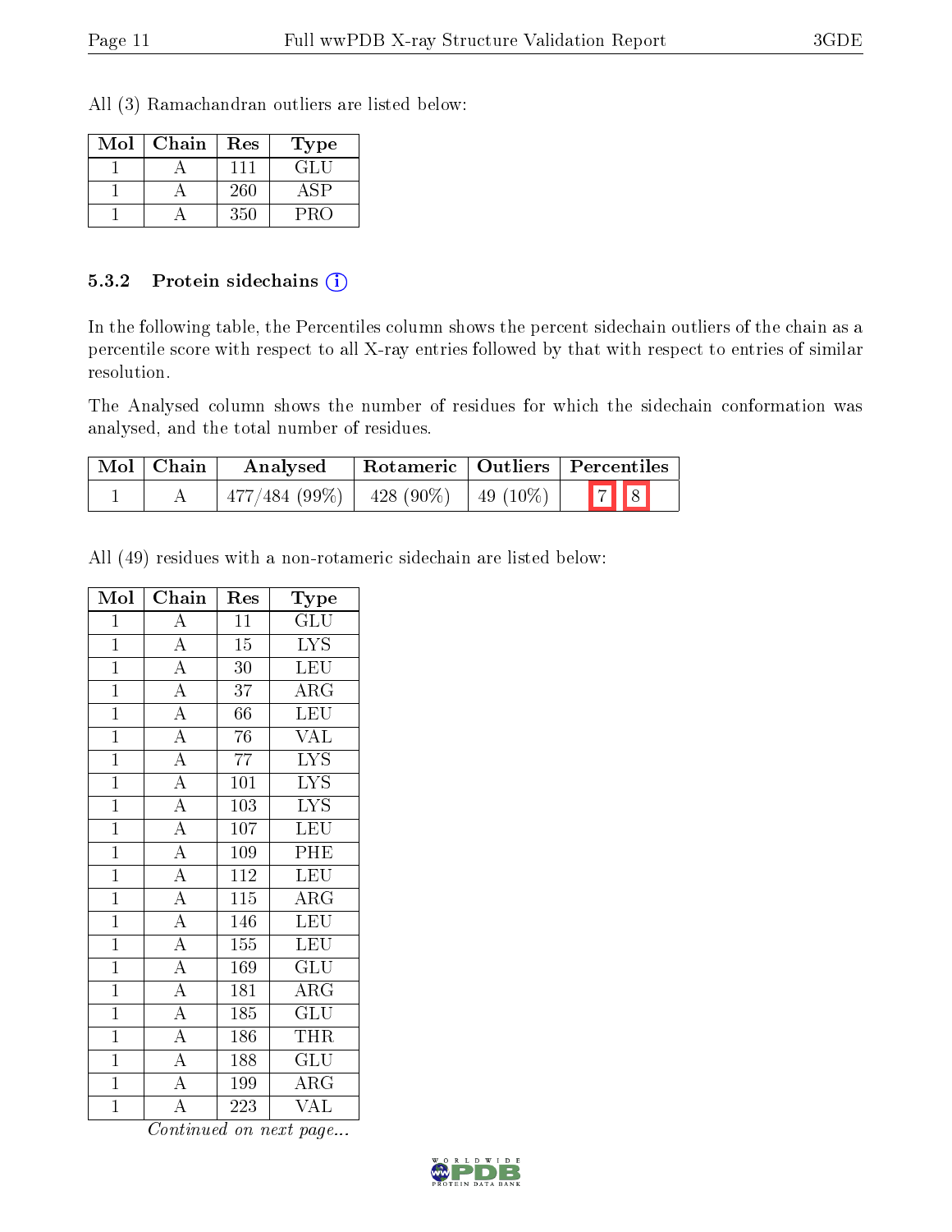All (3) Ramachandran outliers are listed below:

| Mol | Chain | Res | Type |
|---|---|---|---|
| 1 | A | 111 | GLU |
| 1 | A | 260 | ASP |
| 1 | A | 350 | PRO |

### 5.3.2 Protein sidechains

In the following table, the Percentiles column shows the percent sidechain outliers of the chain as a percentile score with respect to all X-ray entries followed by that with respect to entries of similar resolution.

The Analysed column shows the number of residues for which the sidechain conformation was analysed, and the total number of residues.

| Mol | Chain | Analysed | Rotameric | Outliers | Percentiles |
|---|---|---|---|---|---|
| 1 | A | 477/484 (99%) | 428 (90%) | 49 (10%) | 7 8 |

All (49) residues with a non-rotameric sidechain are listed below:

| Mol | Chain | Res | Type |
|---|---|---|---|
| 1 | A | 11 | GLU |
| 1 | A | 15 | LYS |
| 1 | A | 30 | LEU |
| 1 | A | 37 | ARG |
| 1 | A | 66 | LEU |
| 1 | A | 76 | VAL |
| 1 | A | 77 | LYS |
| 1 | A | 101 | LYS |
| 1 | A | 103 | LYS |
| 1 | A | 107 | LEU |
| 1 | A | 109 | PHE |
| 1 | A | 112 | LEU |
| 1 | A | 115 | ARG |
| 1 | A | 146 | LEU |
| 1 | A | 155 | LEU |
| 1 | A | 169 | GLU |
| 1 | A | 181 | ARG |
| 1 | A | 185 | GLU |
| 1 | A | 186 | THR |
| 1 | A | 188 | GLU |
| 1 | A | 199 | ARG |
| 1 | A | 223 | VAL |

*Continued on next page...*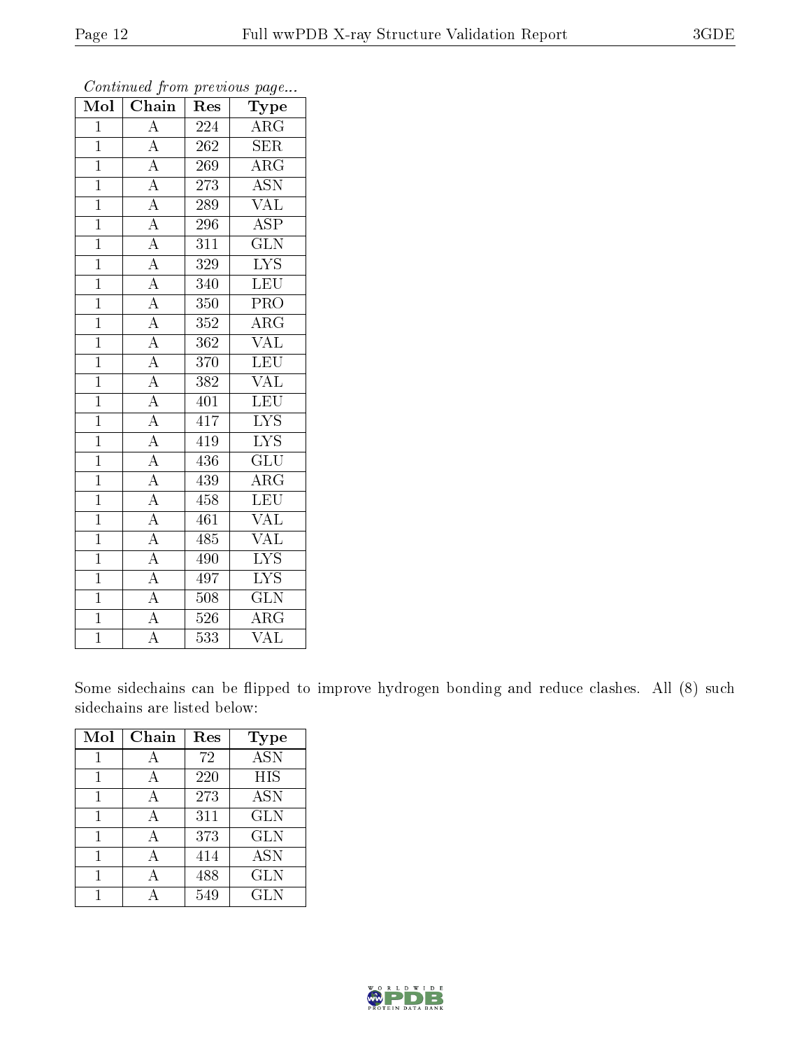*Continued from previous page...*

| Mol | Chain | Res | Type |
| --- | --- | --- | --- |
| 1 | A | 224 | ARG |
| 1 | A | 262 | SER |
| 1 | A | 269 | ARG |
| 1 | A | 273 | ASN |
| 1 | A | 289 | VAL |
| 1 | A | 296 | ASP |
| 1 | A | 311 | GLN |
| 1 | A | 329 | LYS |
| 1 | A | 340 | LEU |
| 1 | A | 350 | PRO |
| 1 | A | 352 | ARG |
| 1 | A | 362 | VAL |
| 1 | A | 370 | LEU |
| 1 | A | 382 | VAL |
| 1 | A | 401 | LEU |
| 1 | A | 417 | LYS |
| 1 | A | 419 | LYS |
| 1 | A | 436 | GLU |
| 1 | A | 439 | ARG |
| 1 | A | 458 | LEU |
| 1 | A | 461 | VAL |
| 1 | A | 485 | VAL |
| 1 | A | 490 | LYS |
| 1 | A | 497 | LYS |
| 1 | A | 508 | GLN |
| 1 | A | 526 | ARG |
| 1 | A | 533 | VAL |

Some sidechains can be flipped to improve hydrogen bonding and reduce clashes. All (8) such sidechains are listed below:

| Mol | Chain | Res | Type |
| --- | --- | --- | --- |
| 1 | A | 72 | ASN |
| 1 | A | 220 | HIS |
| 1 | A | 273 | ASN |
| 1 | A | 311 | GLN |
| 1 | A | 373 | GLN |
| 1 | A | 414 | ASN |
| 1 | A | 488 | GLN |
| 1 | A | 549 | GLN |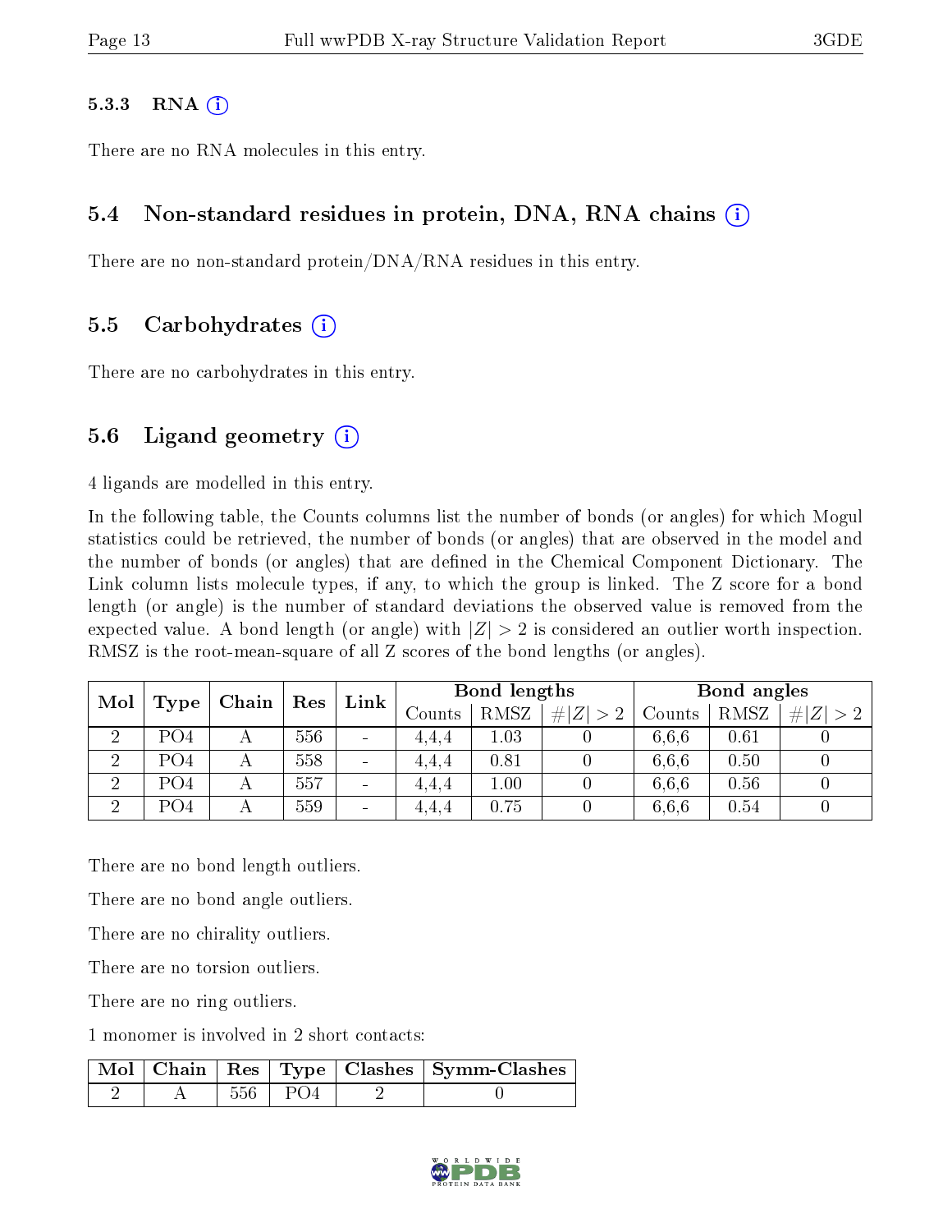#### 5.3.3 RNA (i)

There are no RNA molecules in this entry.

### 5.4 Non-standard residues in protein, DNA, RNA chains (i)

There are no non-standard protein/DNA/RNA residues in this entry.

### 5.5 Carbohydrates (i)

There are no carbohydrates in this entry.

### 5.6 Ligand geometry (i)

4 ligands are modelled in this entry.

In the following table, the Counts columns list the number of bonds (or angles) for which Mogul statistics could be retrieved, the number of bonds (or angles) that are observed in the model and the number of bonds (or angles) that are defined in the Chemical Component Dictionary. The Link column lists molecule types, if any, to which the group is linked. The Z score for a bond length (or angle) is the number of standard deviations the observed value is removed from the expected value. A bond length (or angle) with $|Z| > 2$ is considered an outlier worth inspection. RMSZ is the root-mean-square of all Z scores of the bond lengths (or angles).

| Mol | Type | Chain | Res | Link | Bond lengths | | | Bond angles | | |
|---|---|---|---|---|---|---|---|---|---|---|
| | | | | | Counts | RMSZ | $\#\|Z\| > 2$ | Counts | RMSZ | $\#\|Z\| > 2$ |
| 2 | PO4 | A | 556 | - | 4,4,4 | 1.03 | 0 | 6,6,6 | 0.61 | 0 |
| 2 | PO4 | A | 558 | - | 4,4,4 | 0.81 | 0 | 6,6,6 | 0.50 | 0 |
| 2 | PO4 | A | 557 | - | 4,4,4 | 1.00 | 0 | 6,6,6 | 0.56 | 0 |
| 2 | PO4 | A | 559 | - | 4,4,4 | 0.75 | 0 | 6,6,6 | 0.54 | 0 |

There are no bond length outliers.

There are no bond angle outliers.

There are no chirality outliers.

There are no torsion outliers.

There are no ring outliers.

1 monomer is involved in 2 short contacts:

| Mol | Chain | Res | Type | Clashes | Symm-Clashes |
|---|---|---|---|---|---|
| 2 | A | 556 | PO4 | 2 | 0 |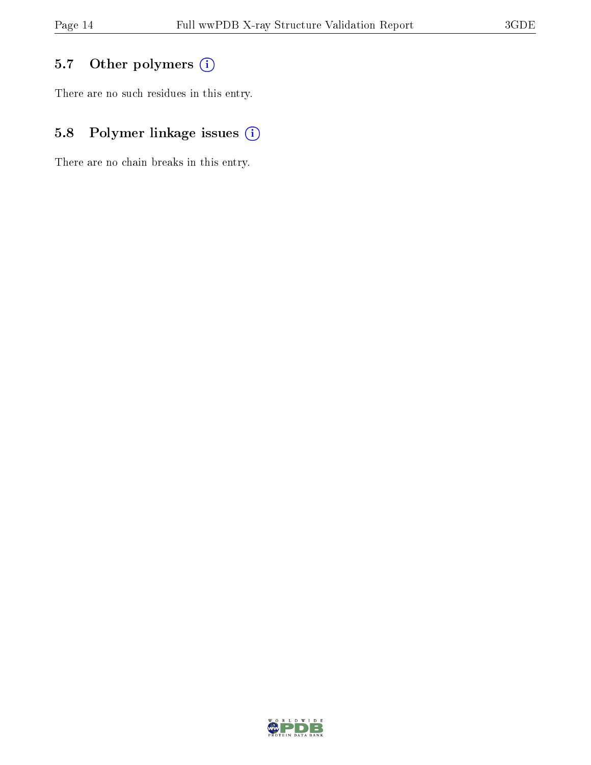## 5.7 Other polymers

There are no such residues in this entry.

## 5.8 Polymer linkage issues

There are no chain breaks in this entry.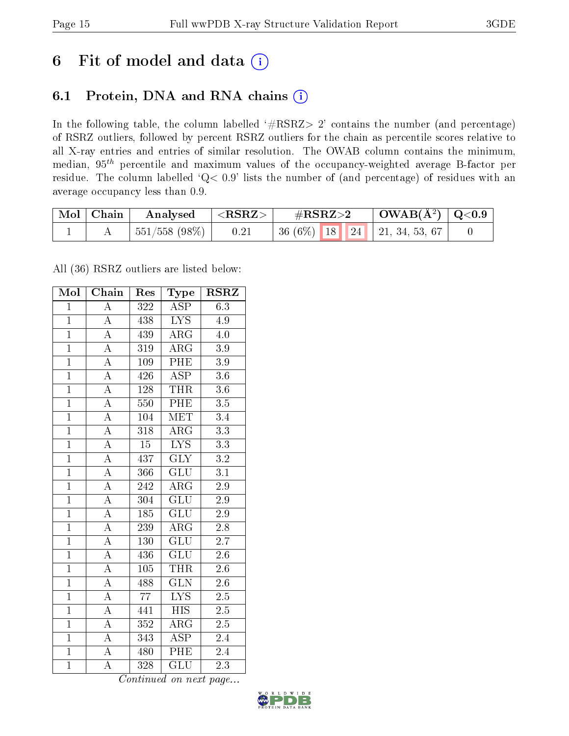# 6 Fit of model and data (i)

## 6.1 Protein, DNA and RNA chains (i)

In the following table, the column labelled '#RSRZ> 2' contains the number (and percentage) of RSRZ outliers, followed by percent RSRZ outliers for the chain as percentile scores relative to all X-ray entries and entries of similar resolution. The OWAB column contains the minimum, median, $95^{th}$ percentile and maximum values of the occupancy-weighted average B-factor per residue. The column labelled 'Q< 0.9' lists the number of (and percentage) of residues with an average occupancy less than 0.9.

| Mol | Chain | Analysed | <RSRZ> | #RSRZ>2 | | | OWAB(Å²) | Q<0.9 |
|---|---|---|---|---|---|---|---|---|
| 1 | A | 551/558 (98%) | 0.21 | 36 (6%) | 18 | 24 | 21, 34, 53, 67 | 0 |

All (36) RSRZ outliers are listed below:

| Mol | Chain | Res | Type | RSRZ |
|---|---|---|---|---|
| 1 | A | 322 | ASP | 6.3 |
| 1 | A | 438 | LYS | 4.9 |
| 1 | A | 439 | ARG | 4.0 |
| 1 | A | 319 | ARG | 3.9 |
| 1 | A | 109 | PHE | 3.9 |
| 1 | A | 426 | ASP | 3.6 |
| 1 | A | 128 | THR | 3.6 |
| 1 | A | 550 | PHE | 3.5 |
| 1 | A | 104 | MET | 3.4 |
| 1 | A | 318 | ARG | 3.3 |
| 1 | A | 15 | LYS | 3.3 |
| 1 | A | 437 | GLY | 3.2 |
| 1 | A | 366 | GLU | 3.1 |
| 1 | A | 242 | ARG | 2.9 |
| 1 | A | 304 | GLU | 2.9 |
| 1 | A | 185 | GLU | 2.9 |
| 1 | A | 239 | ARG | 2.8 |
| 1 | A | 130 | GLU | 2.7 |
| 1 | A | 436 | GLU | 2.6 |
| 1 | A | 105 | THR | 2.6 |
| 1 | A | 488 | GLN | 2.6 |
| 1 | A | 77 | LYS | 2.5 |
| 1 | A | 441 | HIS | 2.5 |
| 1 | A | 352 | ARG | 2.5 |
| 1 | A | 343 | ASP | 2.4 |
| 1 | A | 480 | PHE | 2.4 |
| 1 | A | 328 | GLU | 2.3 |

*Continued on next page...*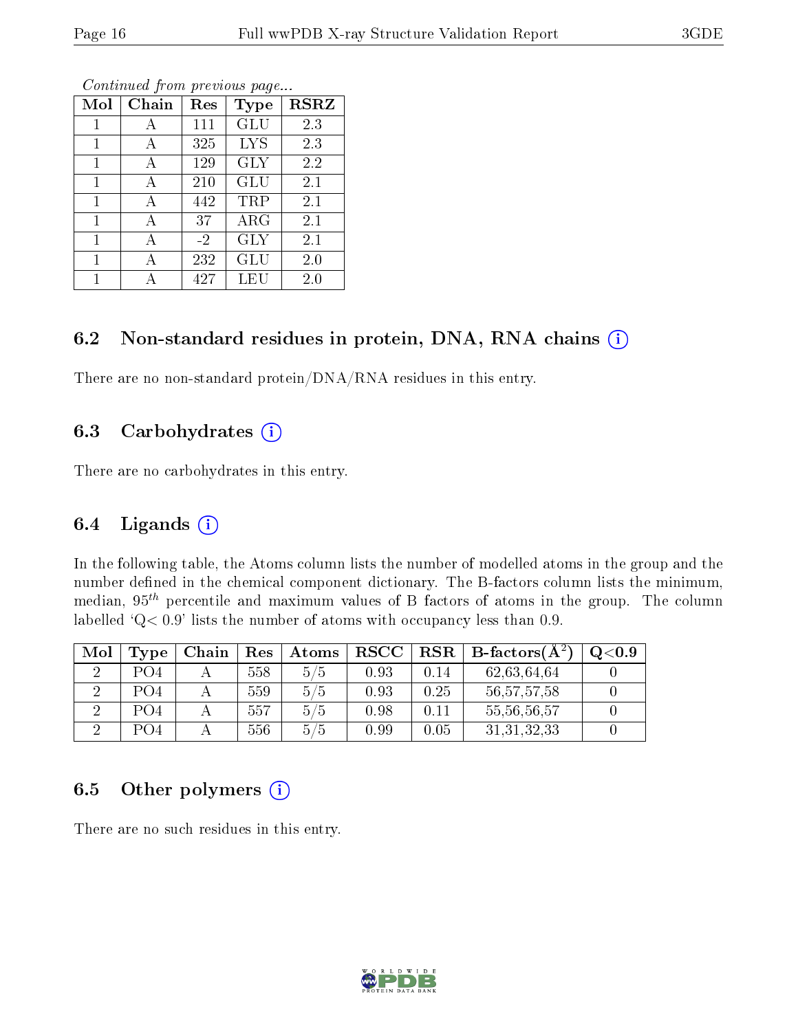*Continued from previous page...*

| Mol | Chain | Res | Type | RSRZ |
|---|---|---|---|---|
| 1 | A | 111 | GLU | 2.3 |
| 1 | A | 325 | LYS | 2.3 |
| 1 | A | 129 | GLY | 2.2 |
| 1 | A | 210 | GLU | 2.1 |
| 1 | A | 442 | TRP | 2.1 |
| 1 | A | 37 | ARG | 2.1 |
| 1 | A | -2 | GLY | 2.1 |
| 1 | A | 232 | GLU | 2.0 |
| 1 | A | 427 | LEU | 2.0 |

### 6.2 Non-standard residues in protein, DNA, RNA chains (i)

There are no non-standard protein/DNA/RNA residues in this entry.

### 6.3 Carbohydrates (i)

There are no carbohydrates in this entry.

### 6.4 Ligands (i)

In the following table, the Atoms column lists the number of modelled atoms in the group and the number defined in the chemical component dictionary. The B-factors column lists the minimum, median, $95^{th}$ percentile and maximum values of B factors of atoms in the group. The column labelled 'Q< 0.9' lists the number of atoms with occupancy less than 0.9.

| Mol | Type | Chain | Res | Atoms | RSCC | RSR | B-factors(Å$^2$) | Q<0.9 |
|---|---|---|---|---|---|---|---|---|
| 2 | PO4 | A | 558 | 5/5 | 0.93 | 0.14 | 62,63,64,64 | 0 |
| 2 | PO4 | A | 559 | 5/5 | 0.93 | 0.25 | 56,57,57,58 | 0 |
| 2 | PO4 | A | 557 | 5/5 | 0.98 | 0.11 | 55,56,56,57 | 0 |
| 2 | PO4 | A | 556 | 5/5 | 0.99 | 0.05 | 31,31,32,33 | 0 |

### 6.5 Other polymers (i)

There are no such residues in this entry.